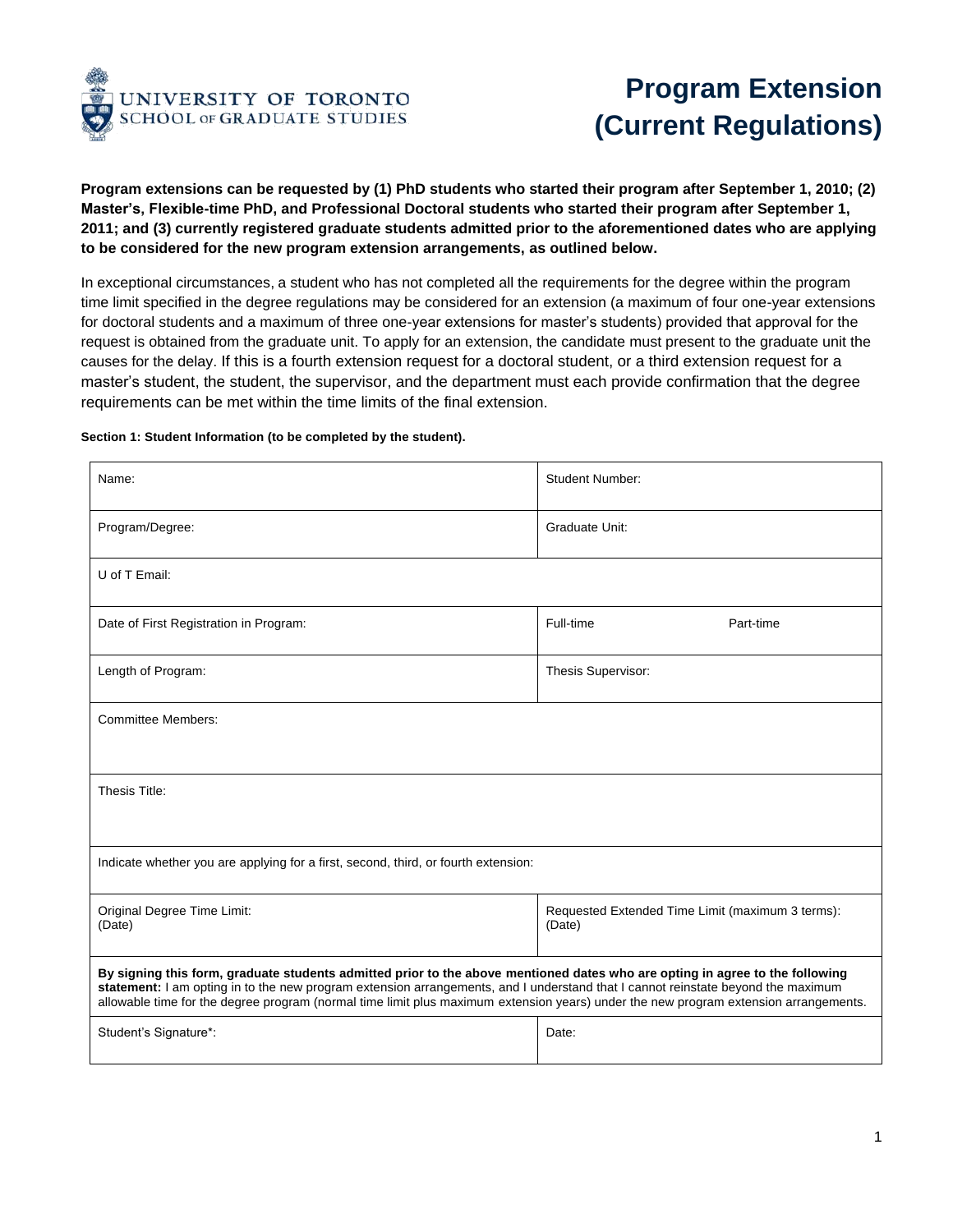UNIVERSITY OF TORONTO
SCHOOL OF GRADUATE STUDIES

# Program Extension (Current Regulations)

**Program extensions can be requested by (1) PhD students who started their program after September 1, 2010; (2) Master's, Flexible-time PhD, and Professional Doctoral students who started their program after September 1, 2011; and (3) currently registered graduate students admitted prior to the aforementioned dates who are applying to be considered for the new program extension arrangements, as outlined below.**

In exceptional circumstances, a student who has not completed all the requirements for the degree within the program time limit specified in the degree regulations may be considered for an extension (a maximum of four one-year extensions for doctoral students and a maximum of three one-year extensions for master's students) provided that approval for the request is obtained from the graduate unit. To apply for an extension, the candidate must present to the graduate unit the causes for the delay. If this is a fourth extension request for a doctoral student, or a third extension request for a master's student, the student, the supervisor, and the department must each provide confirmation that the degree requirements can be met within the time limits of the final extension.

**Section 1: Student Information (to be completed by the student).**

| | |
|---|---|
| Name: | Student Number: |
| Program/Degree: | Graduate Unit: |
| U of T Email: | |
| Date of First Registration in Program: | Full-time Part-time |
| Length of Program: | Thesis Supervisor: |
| Committee Members: | |
| Thesis Title: | |
| Indicate whether you are applying for a first, second, third, or fourth extension: | |
| Original Degree Time Limit: (Date) | Requested Extended Time Limit (maximum 3 terms): (Date) |
| **By signing this form, graduate students admitted prior to the above mentioned dates who are opting in agree to the following statement:** I am opting in to the new program extension arrangements, and I understand that I cannot reinstate beyond the maximum allowable time for the degree program (normal time limit plus maximum extension years) under the new program extension arrangements. | |
| Student's Signature*: | Date: |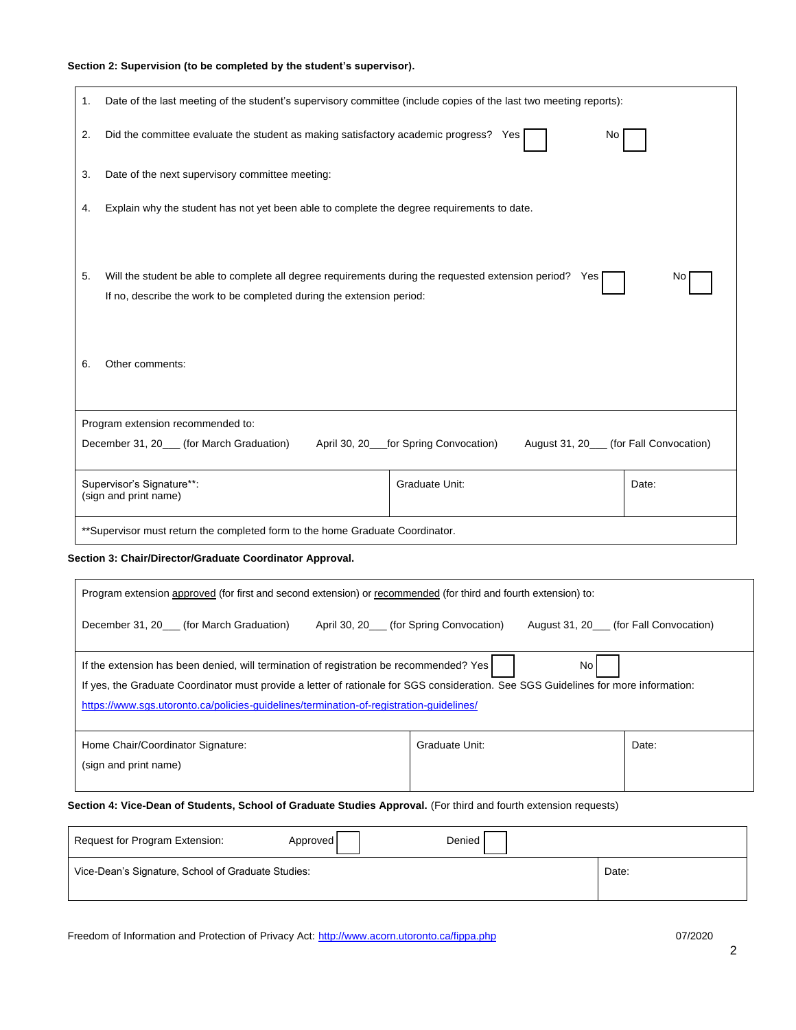**Section 2: Supervision (to be completed by the student's supervisor).**

1. Date of the last meeting of the student's supervisory committee (include copies of the last two meeting reports):
2. Did the committee evaluate the student as making satisfactory academic progress? Yes ☐ No ☐
3. Date of the next supervisory committee meeting:
4. Explain why the student has not yet been able to complete the degree requirements to date.
5. Will the student be able to complete all degree requirements during the requested extension period? Yes ☐ No ☐
   If no, describe the work to be completed during the extension period:
6. Other comments:

Program extension recommended to:

December 31, 20___ (for March Graduation) April 30, 20___for Spring Convocation) August 31, 20___ (for Fall Convocation)

| | | |
|---|---|---|
| Supervisor's Signature**:<br>(sign and print name) | Graduate Unit: | Date: |

**Supervisor must return the completed form to the home Graduate Coordinator.

**Section 3: Chair/Director/Graduate Coordinator Approval.**

Program extension approved (for first and second extension) or recommended (for third and fourth extension) to:

December 31, 20___ (for March Graduation) April 30, 20___ (for Spring Convocation) August 31, 20___ (for Fall Convocation)

If the extension has been denied, will termination of registration be recommended? Yes ☐ No ☐

If yes, the Graduate Coordinator must provide a letter of rationale for SGS consideration. See SGS Guidelines for more information: https://www.sgs.utoronto.ca/policies-guidelines/termination-of-registration-guidelines/

| | | |
|---|---|---|
| Home Chair/Coordinator Signature:<br>(sign and print name) | Graduate Unit: | Date: |

**Section 4: Vice-Dean of Students, School of Graduate Studies Approval.** (For third and fourth extension requests)

| | |
|---|---|
| Request for Program Extension: Approved ☐ Denied ☐ | |
| Vice-Dean's Signature, School of Graduate Studies: | Date: |

Freedom of Information and Protection of Privacy Act: http://www.acorn.utoronto.ca/fippa.php 07/2020